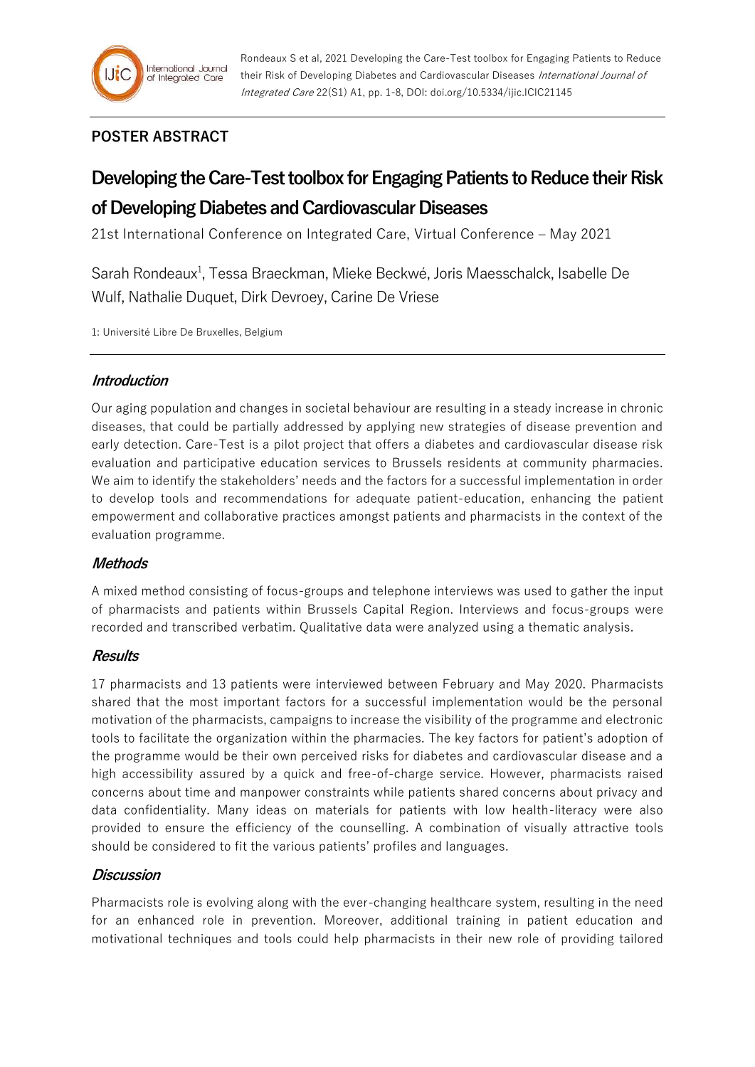## POSTER ABSTRACT

# Developing the Care-Test toolbox for Engaging Patients to Reduce their Risk of Developing Diabetes and Cardiovascular Diseases

21st International Conference on Integrated Care, Virtual Conference – May 2021

Sarah Rondeaux[1], Tessa Braeckman, Mieke Beckwé, Joris Maesschalck, Isabelle De Wulf, Nathalie Duquet, Dirk Devroey, Carine De Vriese

1: Université Libre De Bruxelles, Belgium

### *Introduction*

Our aging population and changes in societal behaviour are resulting in a steady increase in chronic diseases, that could be partially addressed by applying new strategies of disease prevention and early detection. Care-Test is a pilot project that offers a diabetes and cardiovascular disease risk evaluation and participative education services to Brussels residents at community pharmacies. We aim to identify the stakeholders' needs and the factors for a successful implementation in order to develop tools and recommendations for adequate patient-education, enhancing the patient empowerment and collaborative practices amongst patients and pharmacists in the context of the evaluation programme.

### *Methods*

A mixed method consisting of focus-groups and telephone interviews was used to gather the input of pharmacists and patients within Brussels Capital Region. Interviews and focus-groups were recorded and transcribed verbatim. Qualitative data were analyzed using a thematic analysis.

### *Results*

17 pharmacists and 13 patients were interviewed between February and May 2020. Pharmacists shared that the most important factors for a successful implementation would be the personal motivation of the pharmacists, campaigns to increase the visibility of the programme and electronic tools to facilitate the organization within the pharmacies. The key factors for patient's adoption of the programme would be their own perceived risks for diabetes and cardiovascular disease and a high accessibility assured by a quick and free-of-charge service. However, pharmacists raised concerns about time and manpower constraints while patients shared concerns about privacy and data confidentiality. Many ideas on materials for patients with low health-literacy were also provided to ensure the efficiency of the counselling. A combination of visually attractive tools should be considered to fit the various patients' profiles and languages.

### *Discussion*

Pharmacists role is evolving along with the ever-changing healthcare system, resulting in the need for an enhanced role in prevention. Moreover, additional training in patient education and motivational techniques and tools could help pharmacists in their new role of providing tailored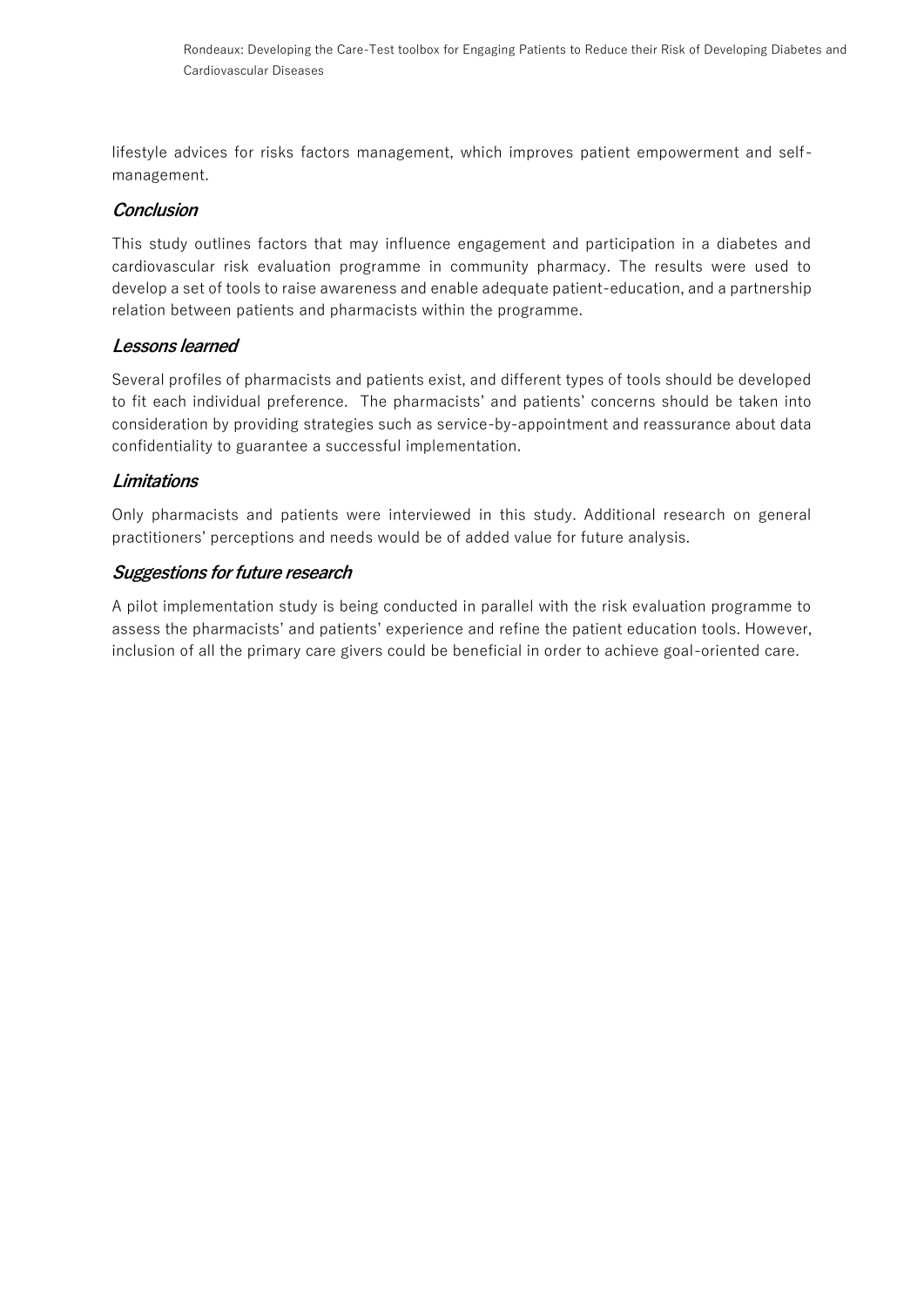lifestyle advices for risks factors management, which improves patient empowerment and self-management.

### *Conclusion*

This study outlines factors that may influence engagement and participation in a diabetes and cardiovascular risk evaluation programme in community pharmacy. The results were used to develop a set of tools to raise awareness and enable adequate patient-education, and a partnership relation between patients and pharmacists within the programme.

### *Lessons learned*

Several profiles of pharmacists and patients exist, and different types of tools should be developed to fit each individual preference. The pharmacists' and patients' concerns should be taken into consideration by providing strategies such as service-by-appointment and reassurance about data confidentiality to guarantee a successful implementation.

### *Limitations*

Only pharmacists and patients were interviewed in this study. Additional research on general practitioners' perceptions and needs would be of added value for future analysis.

### *Suggestions for future research*

A pilot implementation study is being conducted in parallel with the risk evaluation programme to assess the pharmacists' and patients' experience and refine the patient education tools. However, inclusion of all the primary care givers could be beneficial in order to achieve goal-oriented care.